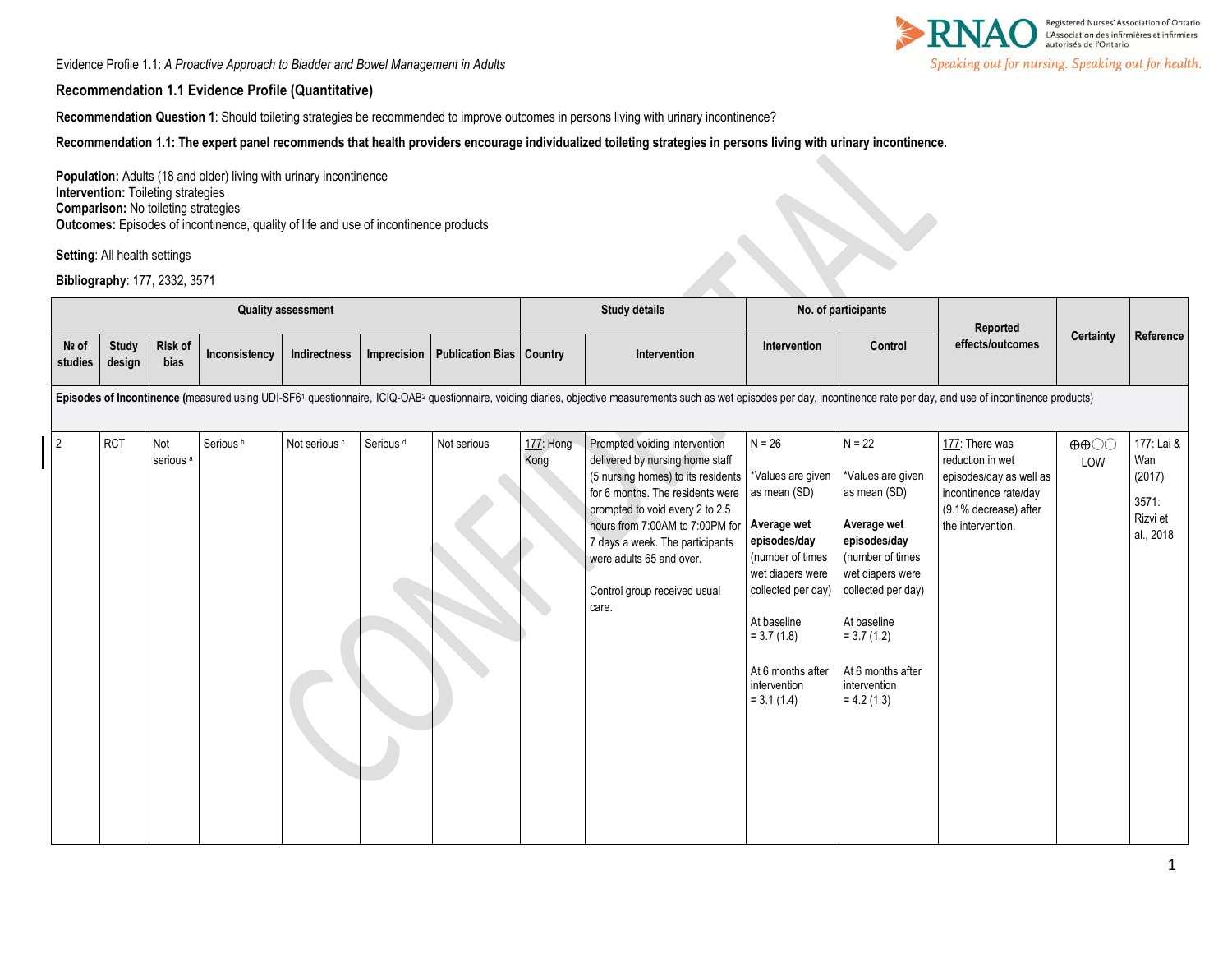Evidence Profile 1.1: *A Proactive Approach to Bladder and Bowel Management in Adults*

## Recommendation 1.1 Evidence Profile (Quantitative)

**Recommendation Question 1**: Should toileting strategies be recommended to improve outcomes in persons living with urinary incontinence?

**Recommendation 1.1: The expert panel recommends that health providers encourage individualized toileting strategies in persons living with urinary incontinence.**

**Population:** Adults (18 and older) living with urinary incontinence
**Intervention:** Toileting strategies
**Comparison:** No toileting strategies
**Outcomes:** Episodes of incontinence, quality of life and use of incontinence products

**Setting**: All health settings

**Bibliography**: 177, 2332, 3571

| Quality assessment | | | | | | | Study details | | No. of participants | | Reported effects/outcomes | Certainty | Reference |
|---|---|---|---|---|---|---|---|---|---|---|---|---|---|
| № of studies | Study design | Risk of bias | Inconsistency | Indirectness | Imprecision | Publication Bias | Country | Intervention | Intervention | Control | | | |
| **Episodes of Incontinence** (measured using UDI-SF6[1] questionnaire, ICIQ-OAB[2] questionnaire, voiding diaries, objective measurements such as wet episodes per day, incontinence rate per day, and use of incontinence products) | | | | | | | | | | | | | |
| 2 | RCT | Not serious [a] | Serious [b] | Not serious [c] | Serious [d] | Not serious | 177: Hong Kong | Prompted voiding intervention delivered by nursing home staff (5 nursing homes) to its residents for 6 months. The residents were prompted to void every 2 to 2.5 hours from 7:00AM to 7:00PM for 7 days a week. The participants were adults 65 and over.<br><br>Control group received usual care. | N = 26<br><br>*Values are given as mean (SD)<br><br>**Average wet episodes/day** (number of times wet diapers were collected per day)<br><br>At baseline = 3.7 (1.8)<br><br>At 6 months after intervention = 3.1 (1.4) | N = 22<br><br>*Values are given as mean (SD)<br><br>**Average wet episodes/day** (number of times wet diapers were collected per day)<br><br>At baseline = 3.7 (1.2)<br><br>At 6 months after intervention = 4.2 (1.3) | 177: There was reduction in wet episodes/day as well as incontinence rate/day (9.1% decrease) after the intervention. | ⊕⊕◯◯ LOW | 177: Lai & Wan (2017)<br><br>3571: Rizvi et al., 2018 |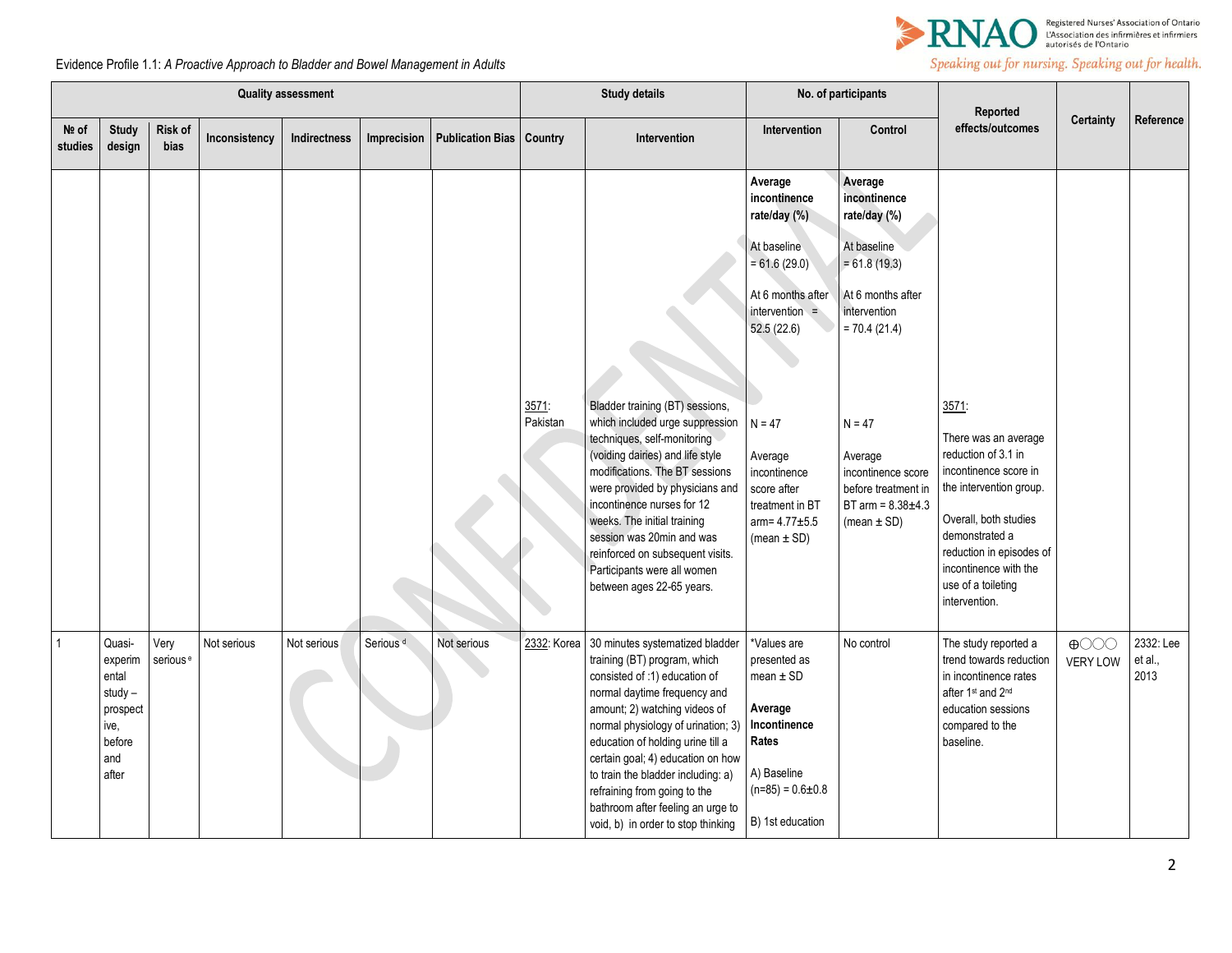Evidence Profile 1.1: *A Proactive Approach to Bladder and Bowel Management in Adults*

| Quality assessment | | | | | | | Study details | | No. of participants | | Reported effects/outcomes | Certainty | Reference |
|---|---|---|---|---|---|---|---|---|---|---|---|---|---|
| № of studies | Study design | Risk of bias | Inconsistency | Indirectness | Imprecision | Publication Bias | Country | Intervention | Intervention | Control | | | |
| | | | | | | | 3571: Pakistan | Bladder training (BT) sessions, which included urge suppression techniques, self-monitoring (voiding dairies) and life style modifications. The BT sessions were provided by physicians and incontinence nurses for 12 weeks. The initial training session was 20min and was reinforced on subsequent visits. Participants were all women between ages 22-65 years. | **Average incontinence rate/day (%)** At baseline = 61.6 (29.0) At 6 months after intervention = 52.5 (22.6) N = 47 Average incontinence score after treatment in BT arm= 4.77±5.5 (mean ± SD) | **Average incontinence rate/day (%)** At baseline = 61.8 (19.3) At 6 months after intervention = 70.4 (21.4) N = 47 Average incontinence score before treatment in BT arm = 8.38±4.3 (mean ± SD) | 3571: There was an average reduction of 3.1 in incontinence score in the intervention group. Overall, both studies demonstrated a reduction in episodes of incontinence with the use of a toileting intervention. | | |
| 1 | Quasi-experimental study – prospective, before and after | Very serious [e] | Not serious | Not serious | Serious [d] | Not serious | 2332: Korea | 30 minutes systematized bladder training (BT) program, which consisted of :1) education of normal daytime frequency and amount; 2) watching videos of normal physiology of urination; 3) education of holding urine till a certain goal; 4) education on how to train the bladder including: a) refraining from going to the bathroom after feeling an urge to void, b) in order to stop thinking | *Values are presented as mean ± SD **Average Incontinence Rates** A) Baseline (n=85) = 0.6±0.8 B) 1st education | No control | The study reported a trend towards reduction in incontinence rates after 1st and 2nd education sessions compared to the baseline. | ⊕◯◯◯ VERY LOW | 2332: Lee et al., 2013 |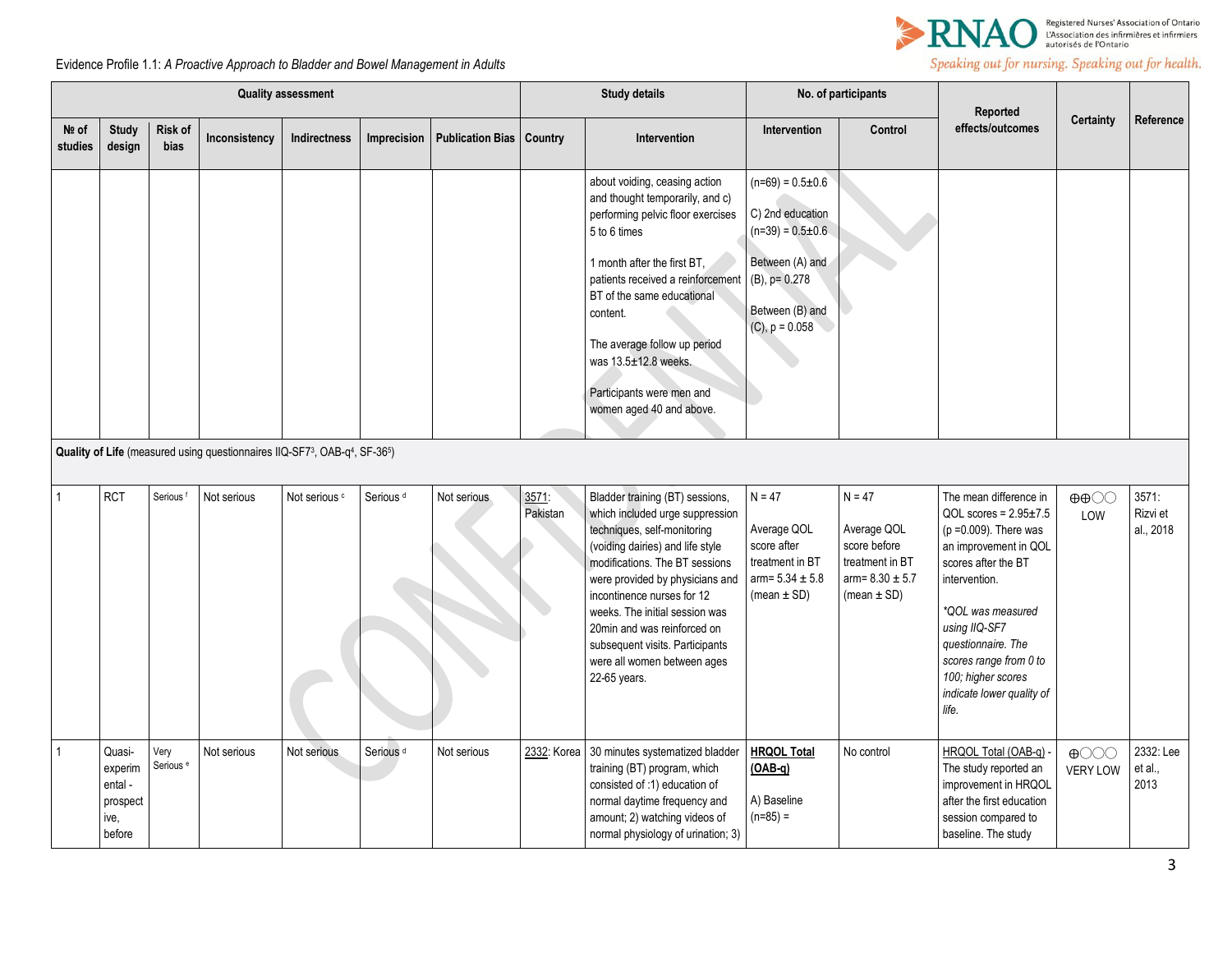Evidence Profile 1.1: *A Proactive Approach to Bladder and Bowel Management in Adults*

| Quality assessment | | | | | | | Study details | | No. of participants | | Reported effects/outcomes | Certainty | Reference |
|---|---|---|---|---|---|---|---|---|---|---|---|---|---|
| № of studies | Study design | Risk of bias | Inconsistency | Indirectness | Imprecision | Publication Bias | Country | Intervention | Intervention | Control | | | |
| | | | | | | | | about voiding, ceasing action and thought temporarily, and c) performing pelvic floor exercises 5 to 6 times<br><br>1 month after the first BT, patients received a reinforcement BT of the same educational content.<br><br>The average follow up period was 13.5±12.8 weeks.<br><br>Participants were men and women aged 40 and above. | (n=69) = 0.5±0.6<br><br>C) 2nd education (n=39) = 0.5±0.6<br><br>Between (A) and (B), p= 0.278<br><br>Between (B) and (C), p = 0.058 | | | | |
| **Quality of Life** (measured using questionnaires IIQ-SF7[3], OAB-q[4], SF-36[5]) | | | | | | | | | | | | | |
| 1 | RCT | Serious [f] | Not serious | Not serious [c] | Serious [d] | Not serious | 3571: Pakistan | Bladder training (BT) sessions, which included urge suppression techniques, self-monitoring (voiding dairies) and life style modifications. The BT sessions were provided by physicians and incontinence nurses for 12 weeks. The initial session was 20min and was reinforced on subsequent visits. Participants were all women between ages 22-65 years. | N = 47<br><br>Average QOL score after treatment in BT arm= 5.34 ± 5.8 (mean ± SD) | N = 47<br><br>Average QOL score before treatment in BT arm= 8.30 ± 5.7 (mean ± SD) | The mean difference in QOL scores = 2.95±7.5 (p =0.009). There was an improvement in QOL scores after the BT intervention.<br><br>*\*QOL was measured using IIQ-SF7 questionnaire. The scores range from 0 to 100; higher scores indicate lower quality of life.* | ⊕⊕◯◯ LOW | 3571: Rizvi et al., 2018 |
| 1 | Quasi-experimental - prospective, before | Very Serious [e] | Not serious | Not serious | Serious [d] | Not serious | 2332: Korea | 30 minutes systematized bladder training (BT) program, which consisted of :1) education of normal daytime frequency and amount; 2) watching videos of normal physiology of urination; 3) | **HRQOL Total (OAB-q)**<br><br>A) Baseline (n=85) = | No control | HRQOL Total (OAB-q) - The study reported an improvement in HRQOL after the first education session compared to baseline. The study | ⊕◯◯◯ VERY LOW | 2332: Lee et al., 2013 |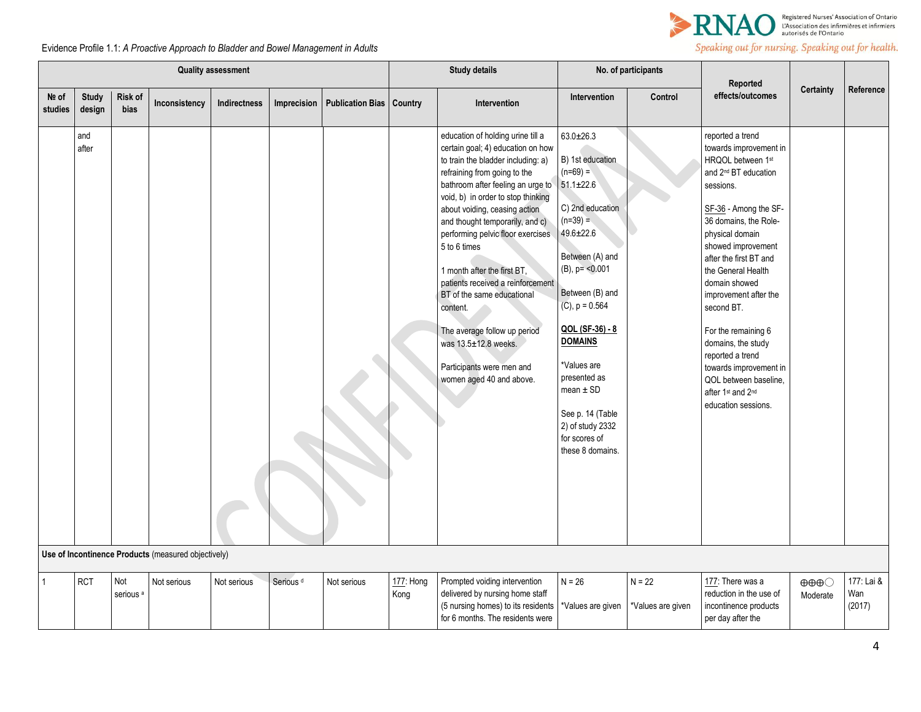Evidence Profile 1.1: *A Proactive Approach to Bladder and Bowel Management in Adults*

| Quality assessment | | | | | | | Study details | | No. of participants | | Reported effects/outcomes | Certainty | Reference |
|---|---|---|---|---|---|---|---|---|---|---|---|---|---|
| № of studies | Study design | Risk of bias | Inconsistency | Indirectness | Imprecision | Publication Bias | Country | Intervention | Intervention | Control | | | |
| | and after | | | | | | | education of holding urine till a certain goal; 4) education on how to train the bladder including: a) refraining from going to the bathroom after feeling an urge to void, b) in order to stop thinking about voiding, ceasing action and thought temporarily, and c) performing pelvic floor exercises 5 to 6 times<br><br>1 month after the first BT, patients received a reinforcement BT of the same educational content.<br><br>The average follow up period was 13.5±12.8 weeks.<br><br>Participants were men and women aged 40 and above. | 63.0±26.3<br><br>B) 1st education (n=69) = 51.1±22.6<br><br>C) 2nd education (n=39) = 49.6±22.6<br><br>Between (A) and (B), p= <0.001<br><br>Between (B) and (C), p = 0.564<br><br>**QOL (SF-36) - 8 DOMAINS**<br><br>*Values are presented as mean ± SD<br><br>See p. 14 (Table 2) of study 2332 for scores of these 8 domains. | | reported a trend towards improvement in HRQOL between 1st and 2nd BT education sessions.<br><br>SF-36 - Among the SF-36 domains, the Role-physical domain showed improvement after the first BT and the General Health domain showed improvement after the second BT.<br><br>For the remaining 6 domains, the study reported a trend towards improvement in QOL between baseline, after 1st and 2nd education sessions. | | |
| **Use of Incontinence Products** (measured objectively) | | | | | | | | | | | | | |
| 1 | RCT | Not serious [a] | Not serious | Not serious | Serious [d] | Not serious | 177: Hong Kong | Prompted voiding intervention delivered by nursing home staff (5 nursing homes) to its residents for 6 months. The residents were | N = 26<br><br>*Values are given | N = 22<br><br>*Values are given | 177: There was a reduction in the use of incontinence products per day after the | ⊕⊕⊕◯ Moderate | 177: Lai & Wan (2017) |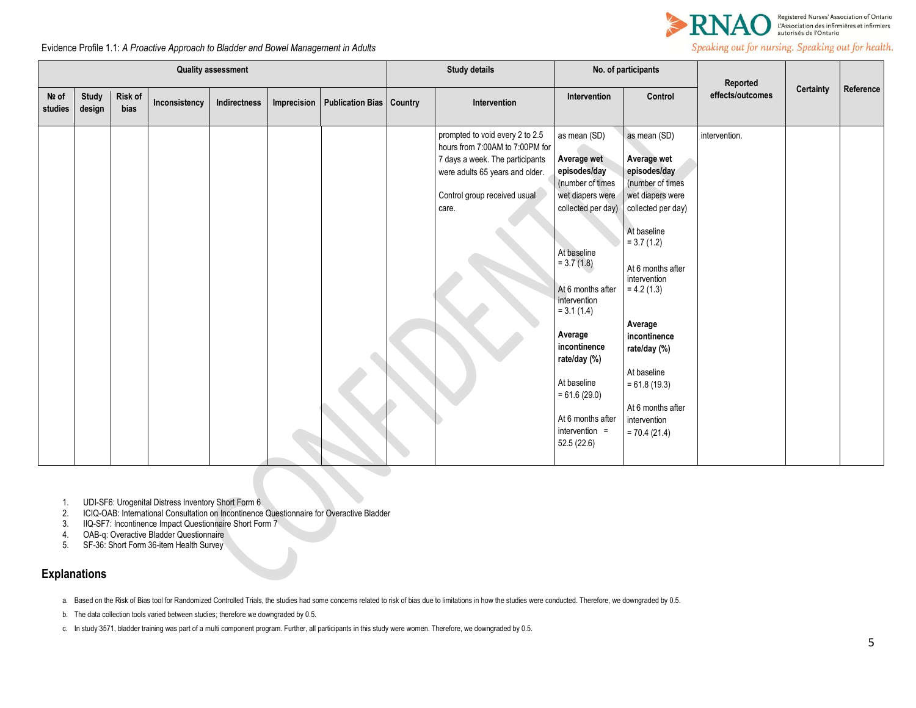Evidence Profile 1.1: *A Proactive Approach to Bladder and Bowel Management in Adults*

| Quality assessment | | | | | | | Study details | | No. of participants | | Reported effects/outcomes | Certainty | Reference |
|---|---|---|---|---|---|---|---|---|---|---|---|---|---|
| № of studies | Study design | Risk of bias | Inconsistency | Indirectness | Imprecision | Publication Bias | Country | Intervention | Intervention | Control | | | |
| | | | | | | | | prompted to void every 2 to 2.5 hours from 7:00AM to 7:00PM for 7 days a week. The participants were adults 65 years and older.<br><br>Control group received usual care. | as mean (SD)<br><br>**Average wet episodes/day** (number of times wet diapers were collected per day)<br><br>At baseline = 3.7 (1.8)<br><br>At 6 months after intervention = 3.1 (1.4)<br><br>**Average incontinence rate/day (%)**<br><br>At baseline = 61.6 (29.0)<br><br>At 6 months after intervention = 52.5 (22.6) | as mean (SD)<br><br>**Average wet episodes/day** (number of times wet diapers were collected per day)<br><br>At baseline = 3.7 (1.2)<br><br>At 6 months after intervention = 4.2 (1.3)<br><br>**Average incontinence rate/day (%)**<br><br>At baseline = 61.8 (19.3)<br><br>At 6 months after intervention = 70.4 (21.4) | intervention. | | |

1. UDI-SF6: Urogenital Distress Inventory Short Form 6
2. ICIQ-OAB: International Consultation on Incontinence Questionnaire for Overactive Bladder
3. IIQ-SF7: Incontinence Impact Questionnaire Short Form 7
4. OAB-q: Overactive Bladder Questionnaire
5. SF-36: Short Form 36-item Health Survey

## Explanations

a. Based on the Risk of Bias tool for Randomized Controlled Trials, the studies had some concerns related to risk of bias due to limitations in how the studies were conducted. Therefore, we downgraded by 0.5.

b. The data collection tools varied between studies; therefore we downgraded by 0.5.

c. In study 3571, bladder training was part of a multi component program. Further, all participants in this study were women. Therefore, we downgraded by 0.5.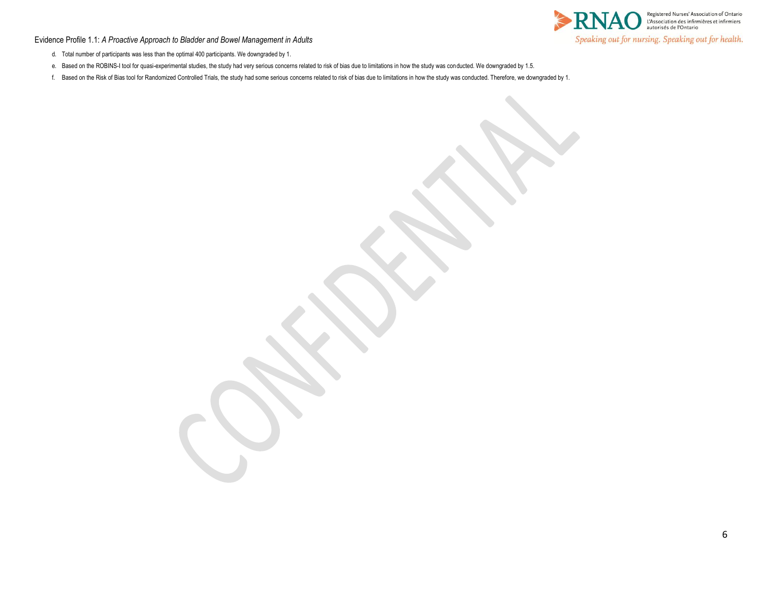d. Total number of participants was less than the optimal 400 participants. We downgraded by 1.

e. Based on the ROBINS-I tool for quasi-experimental studies, the study had very serious concerns related to risk of bias due to limitations in how the study was conducted. We downgraded by 1.5.

f. Based on the Risk of Bias tool for Randomized Controlled Trials, the study had some serious concerns related to risk of bias due to limitations in how the study was conducted. Therefore, we downgraded by 1.